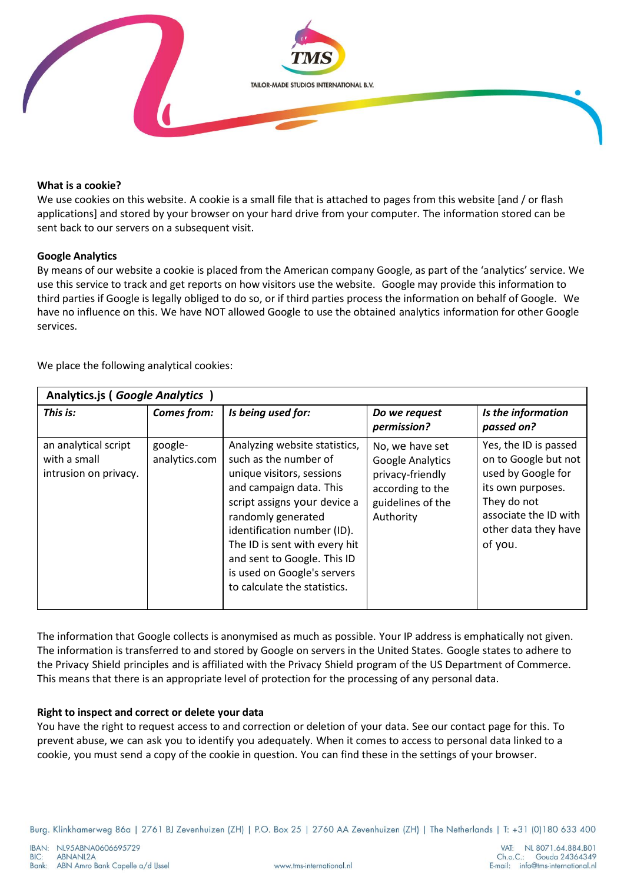**What is a cookie?**

We use cookies on this website. A cookie is a small file that is attached to pages from this website [and / or flash applications] and stored by your browser on your hard drive from your computer. The information stored can be sent back to our servers on a subsequent visit.

**Google Analytics**

By means of our website a cookie is placed from the American company Google, as part of the 'analytics' service. We use this service to track and get reports on how visitors use the website. Google may provide this information to third parties if Google is legally obliged to do so, or if third parties process the information on behalf of Google. We have no influence on this. We have NOT allowed Google to use the obtained analytics information for other Google services.

We place the following analytical cookies:

| **Analytics.js ( *Google Analytics* )** | | | | |
|---|---|---|---|---|
| ***This is:*** | ***Comes from:*** | ***Is being used for:*** | ***Do we request permission?*** | ***Is the information passed on?*** |
| an analytical script with a small intrusion on privacy. | google-analytics.com | Analyzing website statistics, such as the number of unique visitors, sessions and campaign data. This script assigns your device a randomly generated identification number (ID). The ID is sent with every hit and sent to Google. This ID is used on Google's servers to calculate the statistics. | No, we have set Google Analytics privacy-friendly according to the guidelines of the Authority | Yes, the ID is passed on to Google but not used by Google for its own purposes. They do not associate the ID with other data they have of you. |

The information that Google collects is anonymised as much as possible. Your IP address is emphatically not given. The information is transferred to and stored by Google on servers in the United States. Google states to adhere to the Privacy Shield principles and is affiliated with the Privacy Shield program of the US Department of Commerce. This means that there is an appropriate level of protection for the processing of any personal data.

**Right to inspect and correct or delete your data**

You have the right to request access to and correction or deletion of your data. See our contact page for this. To prevent abuse, we can ask you to identify you adequately. When it comes to access to personal data linked to a cookie, you must send a copy of the cookie in question. You can find these in the settings of your browser.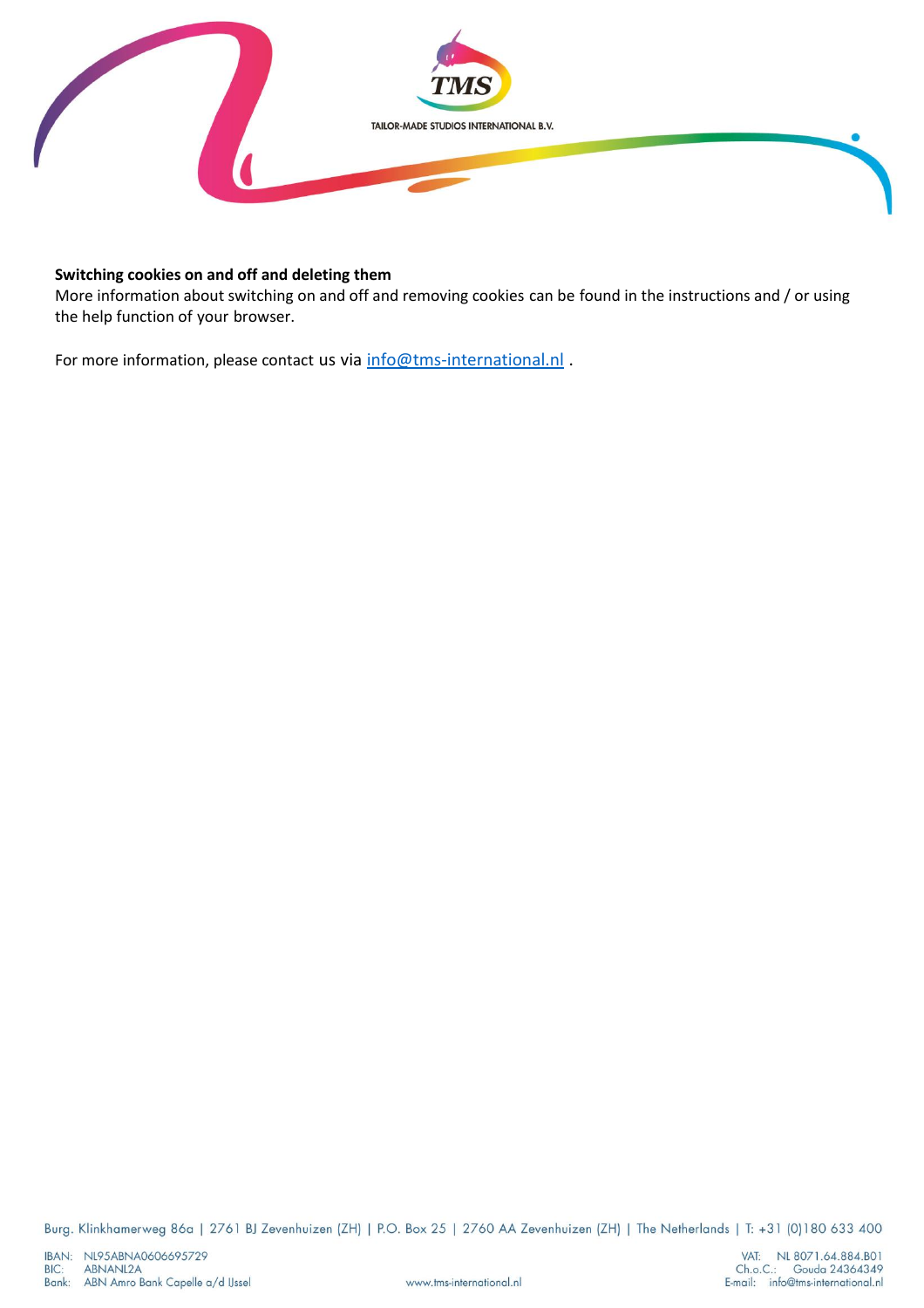**Switching cookies on and off and deleting them**
More information about switching on and off and removing cookies can be found in the instructions and / or using the help function of your browser.

For more information, please contact us via info@tms-international.nl .